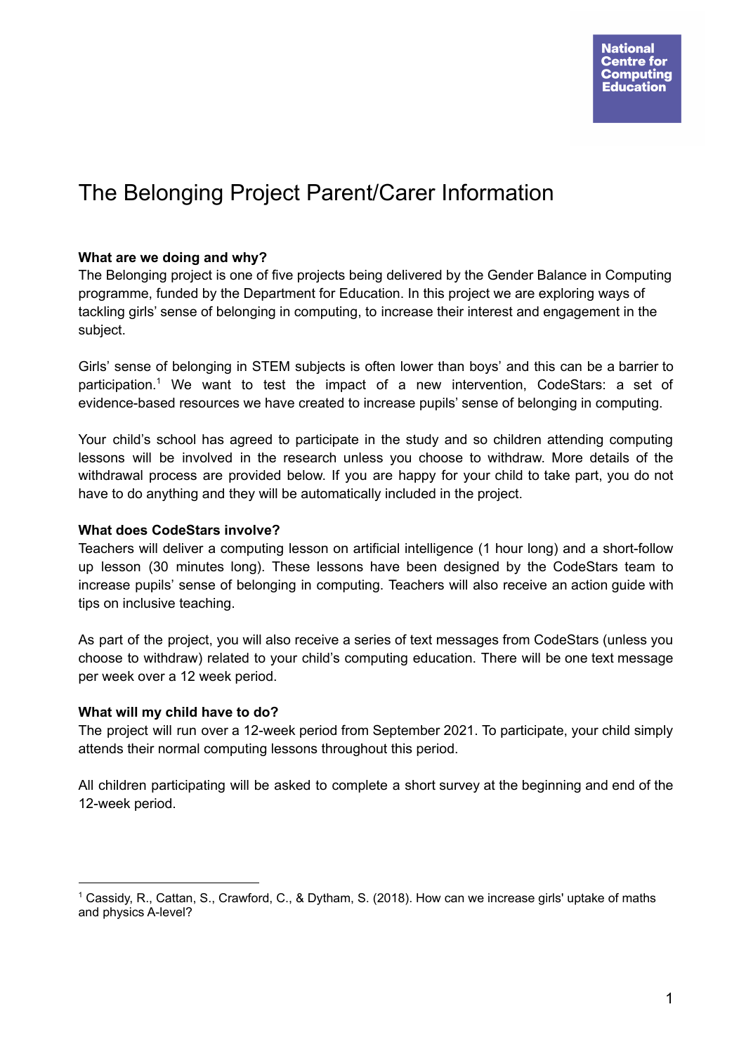National Centre for Computing Education

# The Belonging Project Parent/Carer Information

**What are we doing and why?**

The Belonging project is one of five projects being delivered by the Gender Balance in Computing programme, funded by the Department for Education. In this project we are exploring ways of tackling girls' sense of belonging in computing, to increase their interest and engagement in the subject.

Girls' sense of belonging in STEM subjects is often lower than boys' and this can be a barrier to participation.[1] We want to test the impact of a new intervention, CodeStars: a set of evidence-based resources we have created to increase pupils' sense of belonging in computing.

Your child's school has agreed to participate in the study and so children attending computing lessons will be involved in the research unless you choose to withdraw. More details of the withdrawal process are provided below. If you are happy for your child to take part, you do not have to do anything and they will be automatically included in the project.

**What does CodeStars involve?**

Teachers will deliver a computing lesson on artificial intelligence (1 hour long) and a short-follow up lesson (30 minutes long). These lessons have been designed by the CodeStars team to increase pupils' sense of belonging in computing. Teachers will also receive an action guide with tips on inclusive teaching.

As part of the project, you will also receive a series of text messages from CodeStars (unless you choose to withdraw) related to your child's computing education. There will be one text message per week over a 12 week period.

**What will my child have to do?**

The project will run over a 12-week period from September 2021. To participate, your child simply attends their normal computing lessons throughout this period.

All children participating will be asked to complete a short survey at the beginning and end of the 12-week period.

---

[1] Cassidy, R., Cattan, S., Crawford, C., & Dytham, S. (2018). How can we increase girls' uptake of maths and physics A-level?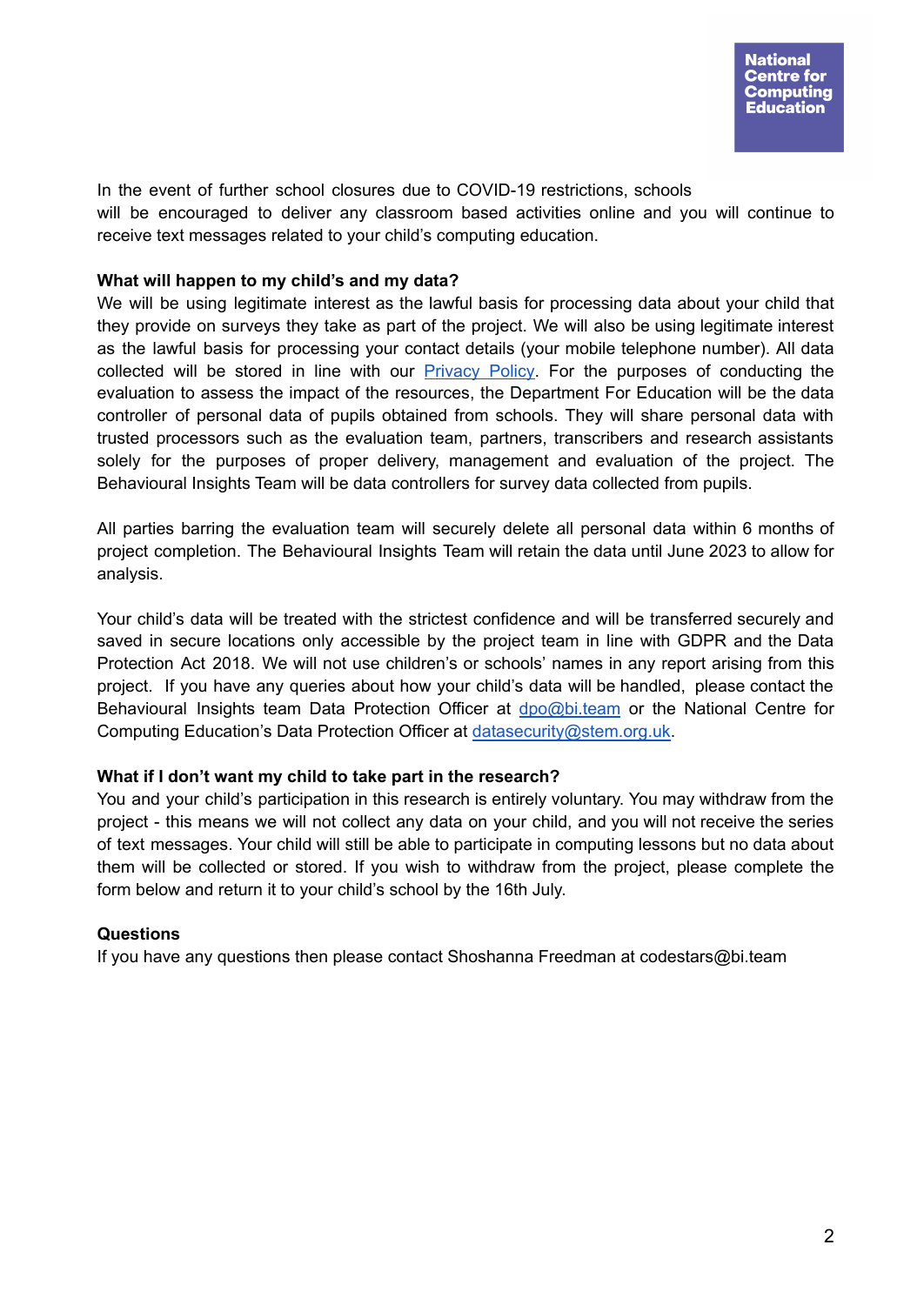In the event of further school closures due to COVID-19 restrictions, schools will be encouraged to deliver any classroom based activities online and you will continue to receive text messages related to your child's computing education.

**What will happen to my child's and my data?**

We will be using legitimate interest as the lawful basis for processing data about your child that they provide on surveys they take as part of the project. We will also be using legitimate interest as the lawful basis for processing your contact details (your mobile telephone number). All data collected will be stored in line with our [Privacy Policy](). For the purposes of conducting the evaluation to assess the impact of the resources, the Department For Education will be the data controller of personal data of pupils obtained from schools. They will share personal data with trusted processors such as the evaluation team, partners, transcribers and research assistants solely for the purposes of proper delivery, management and evaluation of the project. The Behavioural Insights Team will be data controllers for survey data collected from pupils.

All parties barring the evaluation team will securely delete all personal data within 6 months of project completion. The Behavioural Insights Team will retain the data until June 2023 to allow for analysis.

Your child's data will be treated with the strictest confidence and will be transferred securely and saved in secure locations only accessible by the project team in line with GDPR and the Data Protection Act 2018. We will not use children's or schools' names in any report arising from this project. If you have any queries about how your child's data will be handled, please contact the Behavioural Insights team Data Protection Officer at [dpo@bi.team](mailto:dpo@bi.team) or the National Centre for Computing Education's Data Protection Officer at [datasecurity@stem.org.uk](mailto:datasecurity@stem.org.uk).

**What if I don't want my child to take part in the research?**

You and your child's participation in this research is entirely voluntary. You may withdraw from the project - this means we will not collect any data on your child, and you will not receive the series of text messages. Your child will still be able to participate in computing lessons but no data about them will be collected or stored. If you wish to withdraw from the project, please complete the form below and return it to your child's school by the 16th July.

**Questions**

If you have any questions then please contact Shoshanna Freedman at codestars@bi.team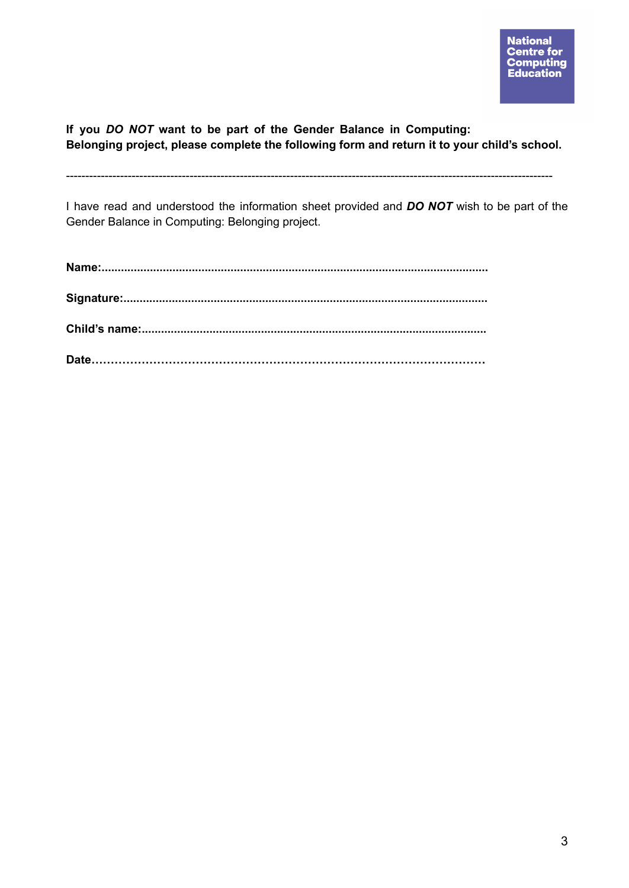National Centre for Computing Education

**If you *DO NOT* want to be part of the Gender Balance in Computing: Belonging project, please complete the following form and return it to your child's school.**

---

I have read and understood the information sheet provided and ***DO NOT*** wish to be part of the Gender Balance in Computing: Belonging project.

**Name:**.......................................................................................................................

**Signature:**................................................................................................................

**Child's name:**...........................................................................................................

**Date**……………………………………………………………………………………………